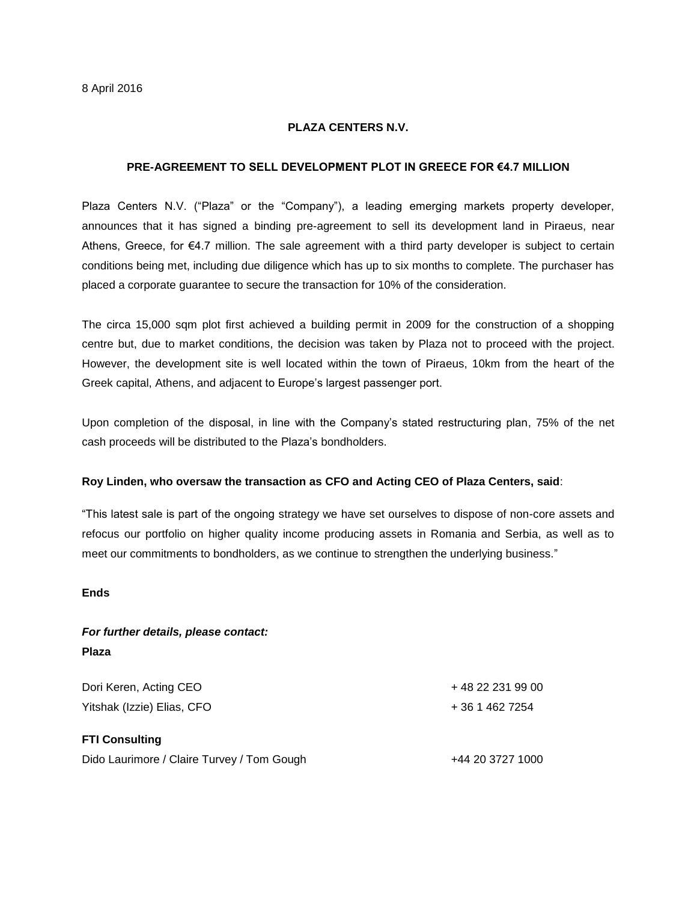8 April 2016

**PLAZA CENTERS N.V.**

**PRE-AGREEMENT TO SELL DEVELOPMENT PLOT IN GREECE FOR €4.7 MILLION**

Plaza Centers N.V. ("Plaza" or the "Company"), a leading emerging markets property developer, announces that it has signed a binding pre-agreement to sell its development land in Piraeus, near Athens, Greece, for €4.7 million. The sale agreement with a third party developer is subject to certain conditions being met, including due diligence which has up to six months to complete. The purchaser has placed a corporate guarantee to secure the transaction for 10% of the consideration.

The circa 15,000 sqm plot first achieved a building permit in 2009 for the construction of a shopping centre but, due to market conditions, the decision was taken by Plaza not to proceed with the project. However, the development site is well located within the town of Piraeus, 10km from the heart of the Greek capital, Athens, and adjacent to Europe's largest passenger port.

Upon completion of the disposal, in line with the Company's stated restructuring plan, 75% of the net cash proceeds will be distributed to the Plaza's bondholders.

**Roy Linden, who oversaw the transaction as CFO and Acting CEO of Plaza Centers, said**:

"This latest sale is part of the ongoing strategy we have set ourselves to dispose of non-core assets and refocus our portfolio on higher quality income producing assets in Romania and Serbia, as well as to meet our commitments to bondholders, as we continue to strengthen the underlying business."

**Ends**

***For further details, please contact:***

**Plaza**

Dori Keren, Acting CEO + 48 22 231 99 00

Yitshak (Izzie) Elias, CFO + 36 1 462 7254

**FTI Consulting**

Dido Laurimore / Claire Turvey / Tom Gough +44 20 3727 1000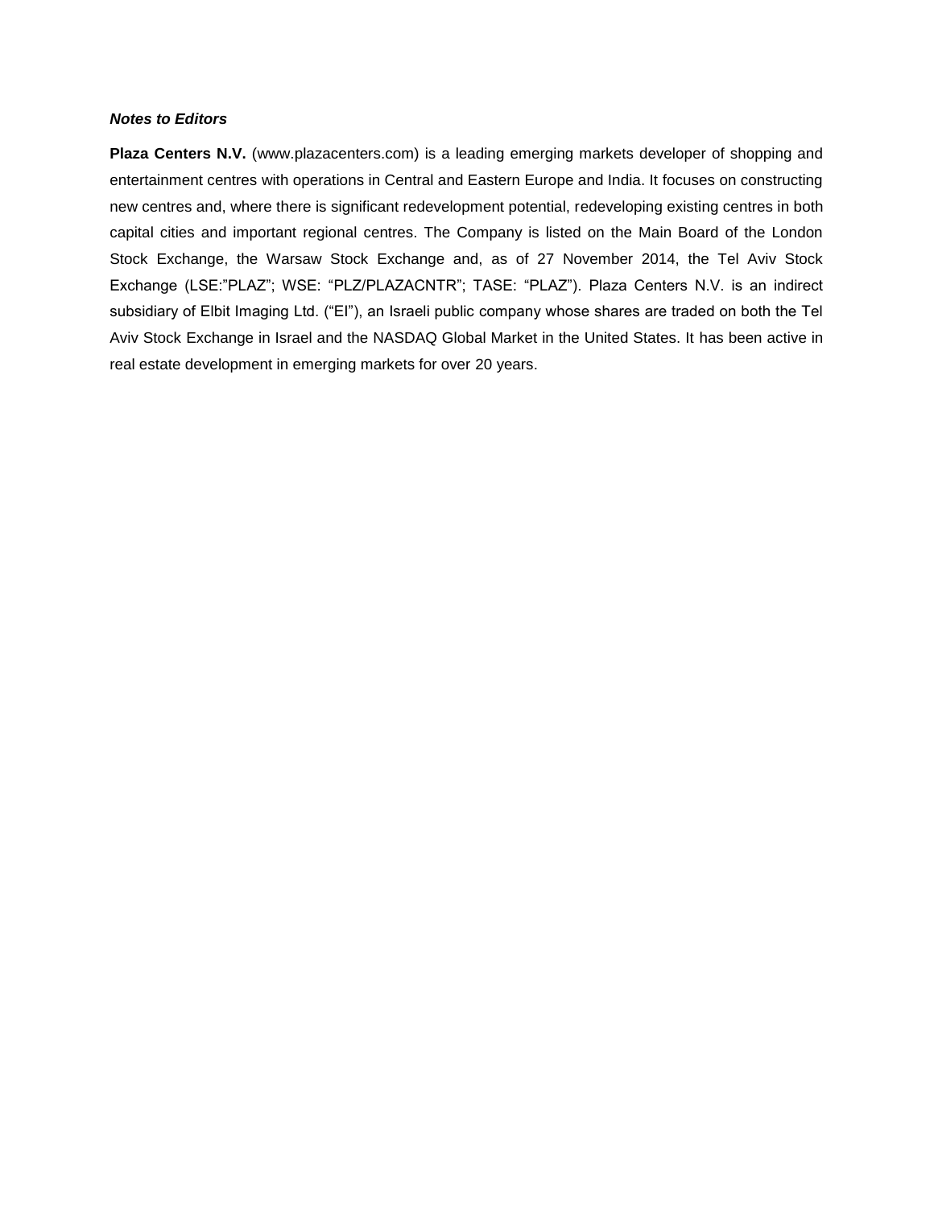***Notes to Editors***

**Plaza Centers N.V.** (www.plazacenters.com) is a leading emerging markets developer of shopping and entertainment centres with operations in Central and Eastern Europe and India. It focuses on constructing new centres and, where there is significant redevelopment potential, redeveloping existing centres in both capital cities and important regional centres. The Company is listed on the Main Board of the London Stock Exchange, the Warsaw Stock Exchange and, as of 27 November 2014, the Tel Aviv Stock Exchange (LSE:"PLAZ"; WSE: "PLZ/PLAZACNTR"; TASE: "PLAZ"). Plaza Centers N.V. is an indirect subsidiary of Elbit Imaging Ltd. ("EI"), an Israeli public company whose shares are traded on both the Tel Aviv Stock Exchange in Israel and the NASDAQ Global Market in the United States. It has been active in real estate development in emerging markets for over 20 years.